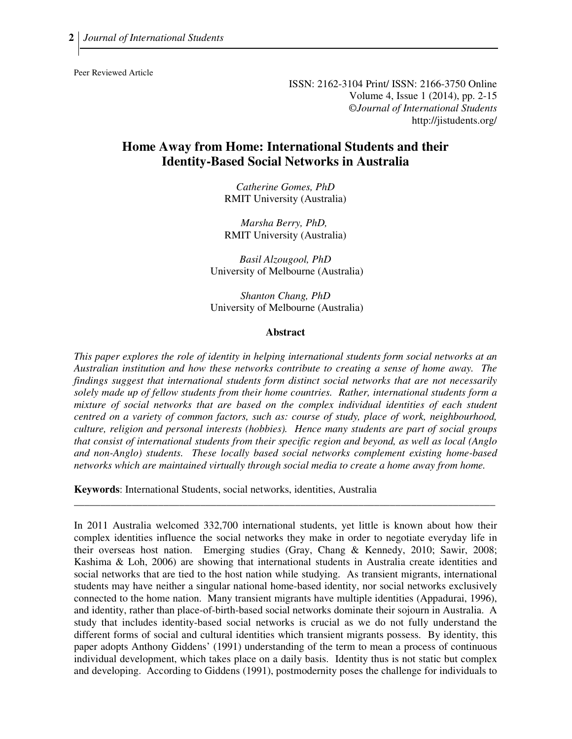Peer Reviewed Article

ISSN: 2162-3104 Print/ ISSN: 2166-3750 Online
Volume 4, Issue 1 (2014), pp. 2-15
©*Journal of International Students*
http://jistudents.org/

# Home Away from Home: International Students and their Identity-Based Social Networks in Australia

*Catherine Gomes, PhD*
RMIT University (Australia)

*Marsha Berry, PhD,*
RMIT University (Australia)

*Basil Alzougool, PhD*
University of Melbourne (Australia)

*Shanton Chang, PhD*
University of Melbourne (Australia)

## Abstract

*This paper explores the role of identity in helping international students form social networks at an Australian institution and how these networks contribute to creating a sense of home away. The findings suggest that international students form distinct social networks that are not necessarily solely made up of fellow students from their home countries. Rather, international students form a mixture of social networks that are based on the complex individual identities of each student centred on a variety of common factors, such as: course of study, place of work, neighbourhood, culture, religion and personal interests (hobbies). Hence many students are part of social groups that consist of international students from their specific region and beyond, as well as local (Anglo and non-Anglo) students. These locally based social networks complement existing home-based networks which are maintained virtually through social media to create a home away from home.*

**Keywords**: International Students, social networks, identities, Australia

---

In 2011 Australia welcomed 332,700 international students, yet little is known about how their complex identities influence the social networks they make in order to negotiate everyday life in their overseas host nation. Emerging studies (Gray, Chang & Kennedy, 2010; Sawir, 2008; Kashima & Loh, 2006) are showing that international students in Australia create identities and social networks that are tied to the host nation while studying. As transient migrants, international students may have neither a singular national home-based identity, nor social networks exclusively connected to the home nation. Many transient migrants have multiple identities (Appadurai, 1996), and identity, rather than place-of-birth-based social networks dominate their sojourn in Australia. A study that includes identity-based social networks is crucial as we do not fully understand the different forms of social and cultural identities which transient migrants possess. By identity, this paper adopts Anthony Giddens' (1991) understanding of the term to mean a process of continuous individual development, which takes place on a daily basis. Identity thus is not static but complex and developing. According to Giddens (1991), postmodernity poses the challenge for individuals to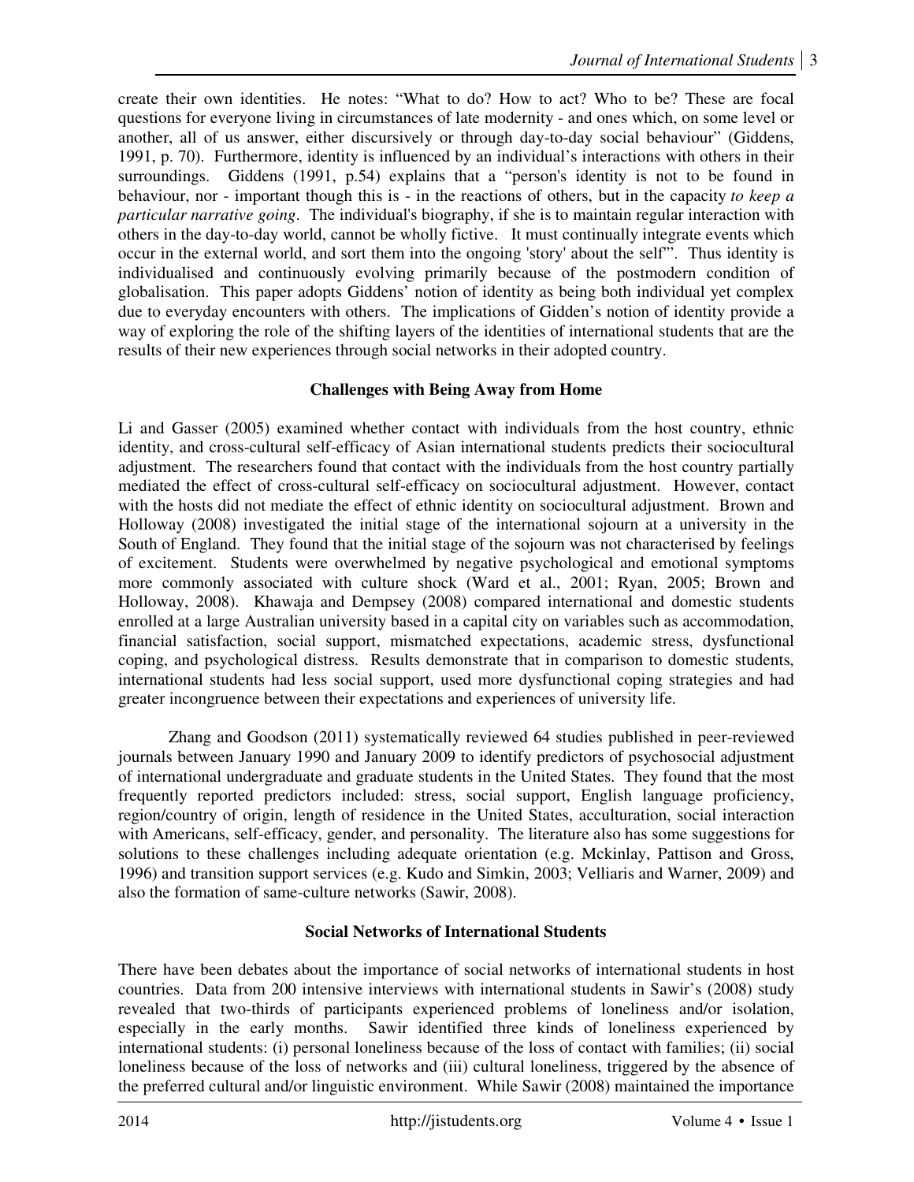create their own identities. He notes: "What to do? How to act? Who to be? These are focal questions for everyone living in circumstances of late modernity - and ones which, on some level or another, all of us answer, either discursively or through day-to-day social behaviour" (Giddens, 1991, p. 70). Furthermore, identity is influenced by an individual's interactions with others in their surroundings. Giddens (1991, p.54) explains that a "person's identity is not to be found in behaviour, nor - important though this is - in the reactions of others, but in the capacity *to keep a particular narrative going*. The individual's biography, if she is to maintain regular interaction with others in the day-to-day world, cannot be wholly fictive. It must continually integrate events which occur in the external world, and sort them into the ongoing 'story' about the self'". Thus identity is individualised and continuously evolving primarily because of the postmodern condition of globalisation. This paper adopts Giddens' notion of identity as being both individual yet complex due to everyday encounters with others. The implications of Gidden's notion of identity provide a way of exploring the role of the shifting layers of the identities of international students that are the results of their new experiences through social networks in their adopted country.

## Challenges with Being Away from Home

Li and Gasser (2005) examined whether contact with individuals from the host country, ethnic identity, and cross-cultural self-efficacy of Asian international students predicts their sociocultural adjustment. The researchers found that contact with the individuals from the host country partially mediated the effect of cross-cultural self-efficacy on sociocultural adjustment. However, contact with the hosts did not mediate the effect of ethnic identity on sociocultural adjustment. Brown and Holloway (2008) investigated the initial stage of the international sojourn at a university in the South of England. They found that the initial stage of the sojourn was not characterised by feelings of excitement. Students were overwhelmed by negative psychological and emotional symptoms more commonly associated with culture shock (Ward et al., 2001; Ryan, 2005; Brown and Holloway, 2008). Khawaja and Dempsey (2008) compared international and domestic students enrolled at a large Australian university based in a capital city on variables such as accommodation, financial satisfaction, social support, mismatched expectations, academic stress, dysfunctional coping, and psychological distress. Results demonstrate that in comparison to domestic students, international students had less social support, used more dysfunctional coping strategies and had greater incongruence between their expectations and experiences of university life.

Zhang and Goodson (2011) systematically reviewed 64 studies published in peer-reviewed journals between January 1990 and January 2009 to identify predictors of psychosocial adjustment of international undergraduate and graduate students in the United States. They found that the most frequently reported predictors included: stress, social support, English language proficiency, region/country of origin, length of residence in the United States, acculturation, social interaction with Americans, self-efficacy, gender, and personality. The literature also has some suggestions for solutions to these challenges including adequate orientation (e.g. Mckinlay, Pattison and Gross, 1996) and transition support services (e.g. Kudo and Simkin, 2003; Velliaris and Warner, 2009) and also the formation of same-culture networks (Sawir, 2008).

## Social Networks of International Students

There have been debates about the importance of social networks of international students in host countries. Data from 200 intensive interviews with international students in Sawir's (2008) study revealed that two-thirds of participants experienced problems of loneliness and/or isolation, especially in the early months. Sawir identified three kinds of loneliness experienced by international students: (i) personal loneliness because of the loss of contact with families; (ii) social loneliness because of the loss of networks and (iii) cultural loneliness, triggered by the absence of the preferred cultural and/or linguistic environment. While Sawir (2008) maintained the importance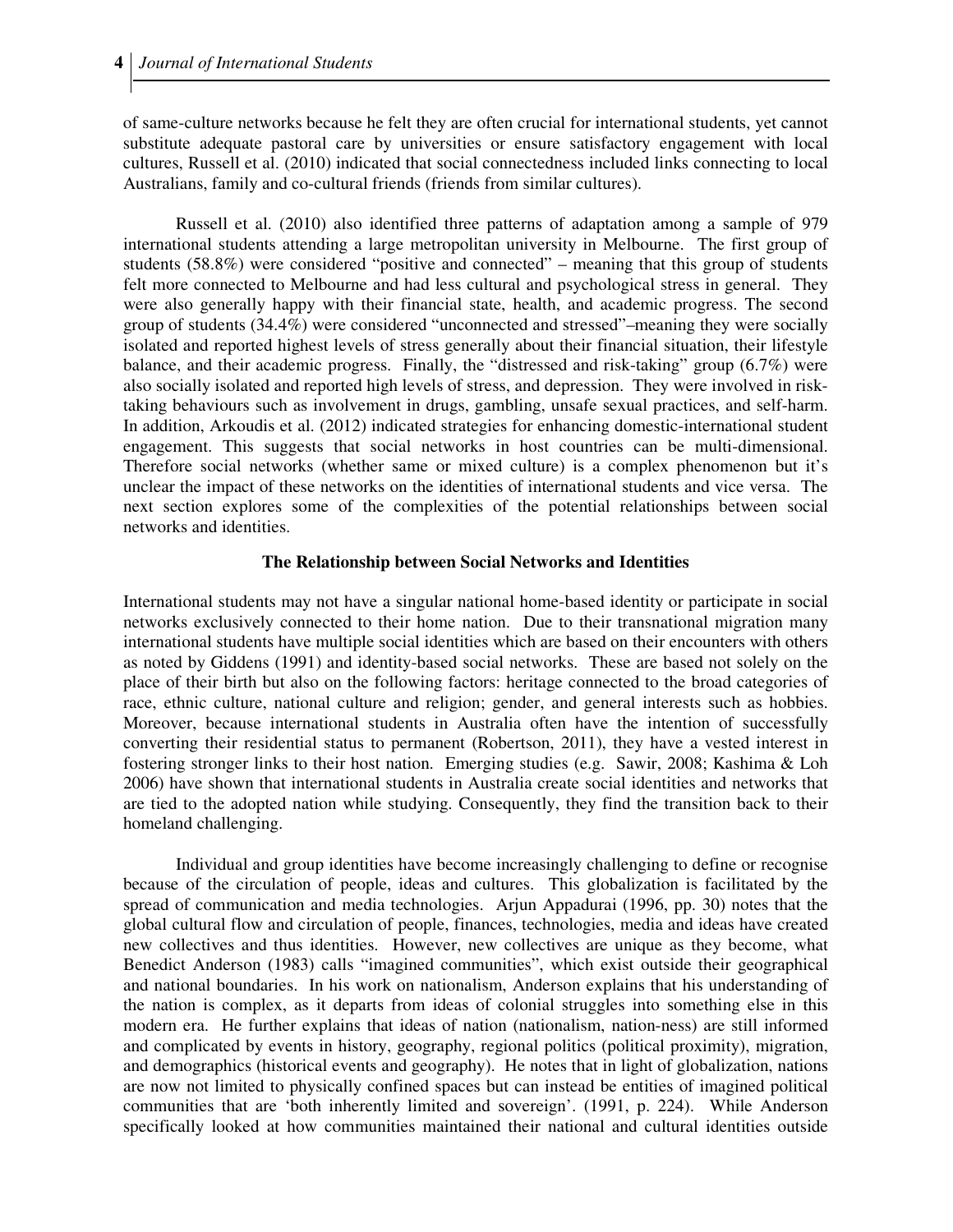of same-culture networks because he felt they are often crucial for international students, yet cannot substitute adequate pastoral care by universities or ensure satisfactory engagement with local cultures, Russell et al. (2010) indicated that social connectedness included links connecting to local Australians, family and co-cultural friends (friends from similar cultures).

Russell et al. (2010) also identified three patterns of adaptation among a sample of 979 international students attending a large metropolitan university in Melbourne. The first group of students (58.8%) were considered "positive and connected" – meaning that this group of students felt more connected to Melbourne and had less cultural and psychological stress in general. They were also generally happy with their financial state, health, and academic progress. The second group of students (34.4%) were considered "unconnected and stressed"–meaning they were socially isolated and reported highest levels of stress generally about their financial situation, their lifestyle balance, and their academic progress. Finally, the "distressed and risk-taking" group (6.7%) were also socially isolated and reported high levels of stress, and depression. They were involved in risk-taking behaviours such as involvement in drugs, gambling, unsafe sexual practices, and self-harm. In addition, Arkoudis et al. (2012) indicated strategies for enhancing domestic-international student engagement. This suggests that social networks in host countries can be multi-dimensional. Therefore social networks (whether same or mixed culture) is a complex phenomenon but it's unclear the impact of these networks on the identities of international students and vice versa. The next section explores some of the complexities of the potential relationships between social networks and identities.

## The Relationship between Social Networks and Identities

International students may not have a singular national home-based identity or participate in social networks exclusively connected to their home nation. Due to their transnational migration many international students have multiple social identities which are based on their encounters with others as noted by Giddens (1991) and identity-based social networks. These are based not solely on the place of their birth but also on the following factors: heritage connected to the broad categories of race, ethnic culture, national culture and religion; gender, and general interests such as hobbies. Moreover, because international students in Australia often have the intention of successfully converting their residential status to permanent (Robertson, 2011), they have a vested interest in fostering stronger links to their host nation. Emerging studies (e.g. Sawir, 2008; Kashima & Loh 2006) have shown that international students in Australia create social identities and networks that are tied to the adopted nation while studying. Consequently, they find the transition back to their homeland challenging.

Individual and group identities have become increasingly challenging to define or recognise because of the circulation of people, ideas and cultures. This globalization is facilitated by the spread of communication and media technologies. Arjun Appadurai (1996, pp. 30) notes that the global cultural flow and circulation of people, finances, technologies, media and ideas have created new collectives and thus identities. However, new collectives are unique as they become, what Benedict Anderson (1983) calls "imagined communities", which exist outside their geographical and national boundaries. In his work on nationalism, Anderson explains that his understanding of the nation is complex, as it departs from ideas of colonial struggles into something else in this modern era. He further explains that ideas of nation (nationalism, nation-ness) are still informed and complicated by events in history, geography, regional politics (political proximity), migration, and demographics (historical events and geography). He notes that in light of globalization, nations are now not limited to physically confined spaces but can instead be entities of imagined political communities that are 'both inherently limited and sovereign'. (1991, p. 224). While Anderson specifically looked at how communities maintained their national and cultural identities outside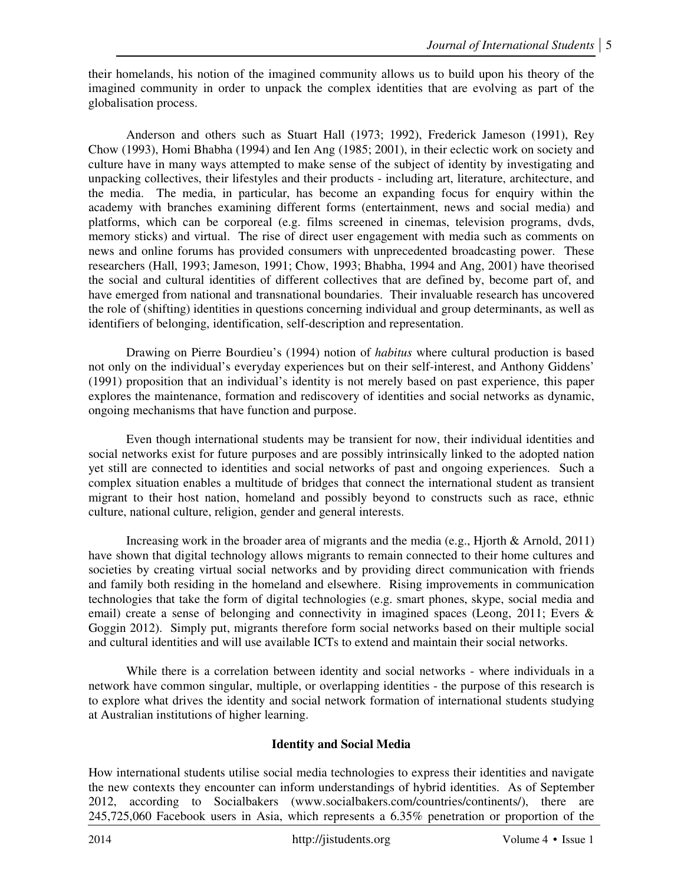their homelands, his notion of the imagined community allows us to build upon his theory of the imagined community in order to unpack the complex identities that are evolving as part of the globalisation process.

Anderson and others such as Stuart Hall (1973; 1992), Frederick Jameson (1991), Rey Chow (1993), Homi Bhabha (1994) and Ien Ang (1985; 2001), in their eclectic work on society and culture have in many ways attempted to make sense of the subject of identity by investigating and unpacking collectives, their lifestyles and their products - including art, literature, architecture, and the media. The media, in particular, has become an expanding focus for enquiry within the academy with branches examining different forms (entertainment, news and social media) and platforms, which can be corporeal (e.g. films screened in cinemas, television programs, dvds, memory sticks) and virtual. The rise of direct user engagement with media such as comments on news and online forums has provided consumers with unprecedented broadcasting power. These researchers (Hall, 1993; Jameson, 1991; Chow, 1993; Bhabha, 1994 and Ang, 2001) have theorised the social and cultural identities of different collectives that are defined by, become part of, and have emerged from national and transnational boundaries. Their invaluable research has uncovered the role of (shifting) identities in questions concerning individual and group determinants, as well as identifiers of belonging, identification, self-description and representation.

Drawing on Pierre Bourdieu's (1994) notion of *habitus* where cultural production is based not only on the individual's everyday experiences but on their self-interest, and Anthony Giddens' (1991) proposition that an individual's identity is not merely based on past experience, this paper explores the maintenance, formation and rediscovery of identities and social networks as dynamic, ongoing mechanisms that have function and purpose.

Even though international students may be transient for now, their individual identities and social networks exist for future purposes and are possibly intrinsically linked to the adopted nation yet still are connected to identities and social networks of past and ongoing experiences. Such a complex situation enables a multitude of bridges that connect the international student as transient migrant to their host nation, homeland and possibly beyond to constructs such as race, ethnic culture, national culture, religion, gender and general interests.

Increasing work in the broader area of migrants and the media (e.g., Hjorth & Arnold, 2011) have shown that digital technology allows migrants to remain connected to their home cultures and societies by creating virtual social networks and by providing direct communication with friends and family both residing in the homeland and elsewhere. Rising improvements in communication technologies that take the form of digital technologies (e.g. smart phones, skype, social media and email) create a sense of belonging and connectivity in imagined spaces (Leong, 2011; Evers & Goggin 2012). Simply put, migrants therefore form social networks based on their multiple social and cultural identities and will use available ICTs to extend and maintain their social networks.

While there is a correlation between identity and social networks - where individuals in a network have common singular, multiple, or overlapping identities - the purpose of this research is to explore what drives the identity and social network formation of international students studying at Australian institutions of higher learning.

## Identity and Social Media

How international students utilise social media technologies to express their identities and navigate the new contexts they encounter can inform understandings of hybrid identities. As of September 2012, according to Socialbakers (www.socialbakers.com/countries/continents/), there are 245,725,060 Facebook users in Asia, which represents a 6.35% penetration or proportion of the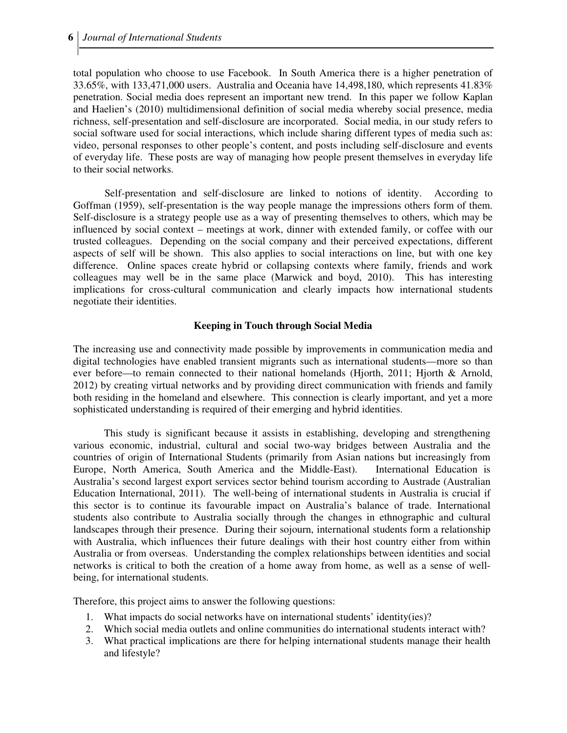total population who choose to use Facebook. In South America there is a higher penetration of 33.65%, with 133,471,000 users. Australia and Oceania have 14,498,180, which represents 41.83% penetration. Social media does represent an important new trend. In this paper we follow Kaplan and Haelien's (2010) multidimensional definition of social media whereby social presence, media richness, self-presentation and self-disclosure are incorporated. Social media, in our study refers to social software used for social interactions, which include sharing different types of media such as: video, personal responses to other people's content, and posts including self-disclosure and events of everyday life. These posts are way of managing how people present themselves in everyday life to their social networks.

Self-presentation and self-disclosure are linked to notions of identity. According to Goffman (1959), self-presentation is the way people manage the impressions others form of them. Self-disclosure is a strategy people use as a way of presenting themselves to others, which may be influenced by social context – meetings at work, dinner with extended family, or coffee with our trusted colleagues. Depending on the social company and their perceived expectations, different aspects of self will be shown. This also applies to social interactions on line, but with one key difference. Online spaces create hybrid or collapsing contexts where family, friends and work colleagues may well be in the same place (Marwick and boyd, 2010). This has interesting implications for cross-cultural communication and clearly impacts how international students negotiate their identities.

## Keeping in Touch through Social Media

The increasing use and connectivity made possible by improvements in communication media and digital technologies have enabled transient migrants such as international students—more so than ever before—to remain connected to their national homelands (Hjorth, 2011; Hjorth & Arnold, 2012) by creating virtual networks and by providing direct communication with friends and family both residing in the homeland and elsewhere. This connection is clearly important, and yet a more sophisticated understanding is required of their emerging and hybrid identities.

This study is significant because it assists in establishing, developing and strengthening various economic, industrial, cultural and social two-way bridges between Australia and the countries of origin of International Students (primarily from Asian nations but increasingly from Europe, North America, South America and the Middle-East). International Education is Australia's second largest export services sector behind tourism according to Austrade (Australian Education International, 2011). The well-being of international students in Australia is crucial if this sector is to continue its favourable impact on Australia's balance of trade. International students also contribute to Australia socially through the changes in ethnographic and cultural landscapes through their presence. During their sojourn, international students form a relationship with Australia, which influences their future dealings with their host country either from within Australia or from overseas. Understanding the complex relationships between identities and social networks is critical to both the creation of a home away from home, as well as a sense of well-being, for international students.

Therefore, this project aims to answer the following questions:

1. What impacts do social networks have on international students' identity(ies)?
2. Which social media outlets and online communities do international students interact with?
3. What practical implications are there for helping international students manage their health and lifestyle?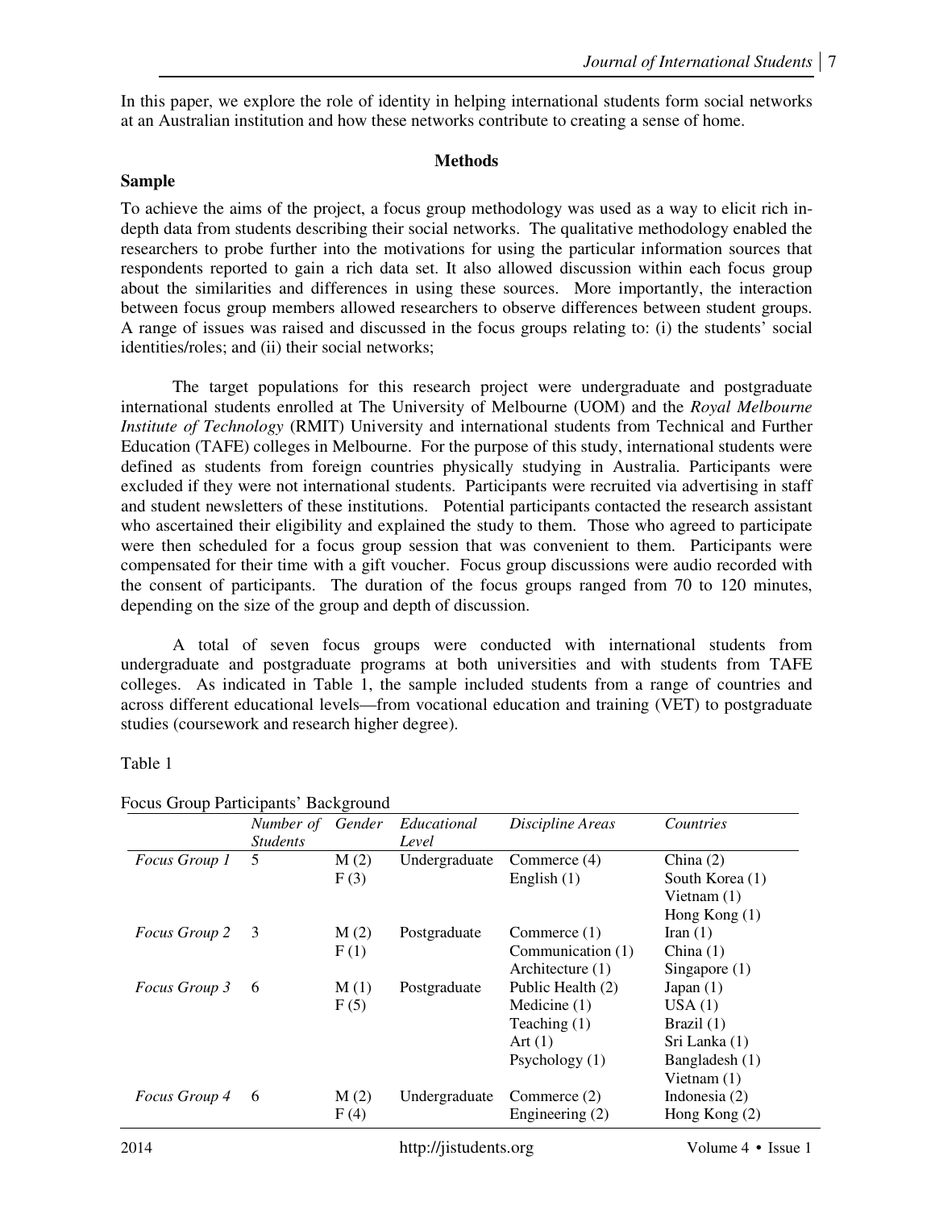In this paper, we explore the role of identity in helping international students form social networks at an Australian institution and how these networks contribute to creating a sense of home.

## Methods

### Sample

To achieve the aims of the project, a focus group methodology was used as a way to elicit rich in-depth data from students describing their social networks. The qualitative methodology enabled the researchers to probe further into the motivations for using the particular information sources that respondents reported to gain a rich data set. It also allowed discussion within each focus group about the similarities and differences in using these sources. More importantly, the interaction between focus group members allowed researchers to observe differences between student groups. A range of issues was raised and discussed in the focus groups relating to: (i) the students' social identities/roles; and (ii) their social networks;

The target populations for this research project were undergraduate and postgraduate international students enrolled at The University of Melbourne (UOM) and the *Royal Melbourne Institute of Technology* (RMIT) University and international students from Technical and Further Education (TAFE) colleges in Melbourne. For the purpose of this study, international students were defined as students from foreign countries physically studying in Australia. Participants were excluded if they were not international students. Participants were recruited via advertising in staff and student newsletters of these institutions. Potential participants contacted the research assistant who ascertained their eligibility and explained the study to them. Those who agreed to participate were then scheduled for a focus group session that was convenient to them. Participants were compensated for their time with a gift voucher. Focus group discussions were audio recorded with the consent of participants. The duration of the focus groups ranged from 70 to 120 minutes, depending on the size of the group and depth of discussion.

A total of seven focus groups were conducted with international students from undergraduate and postgraduate programs at both universities and with students from TAFE colleges. As indicated in Table 1, the sample included students from a range of countries and across different educational levels—from vocational education and training (VET) to postgraduate studies (coursework and research higher degree).

Table 1

Focus Group Participants' Background

| | *Number of Students* | *Gender* | *Educational Level* | *Discipline Areas* | *Countries* |
|---|---|---|---|---|---|
| *Focus Group 1* | 5 | M (2)<br>F (3) | Undergraduate | Commerce (4)<br>English (1) | China (2)<br>South Korea (1)<br>Vietnam (1)<br>Hong Kong (1) |
| *Focus Group 2* | 3 | M (2)<br>F (1) | Postgraduate | Commerce (1)<br>Communication (1)<br>Architecture (1) | Iran (1)<br>China (1)<br>Singapore (1) |
| *Focus Group 3* | 6 | M (1)<br>F (5) | Postgraduate | Public Health (2)<br>Medicine (1)<br>Teaching (1)<br>Art (1)<br>Psychology (1) | Japan (1)<br>USA (1)<br>Brazil (1)<br>Sri Lanka (1)<br>Bangladesh (1)<br>Vietnam (1) |
| *Focus Group 4* | 6 | M (2)<br>F (4) | Undergraduate | Commerce (2)<br>Engineering (2) | Indonesia (2)<br>Hong Kong (2) |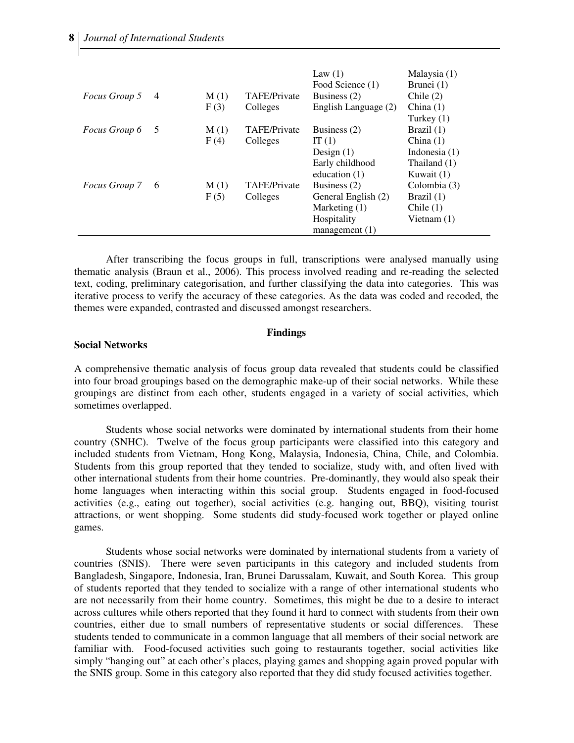| | | | | | |
|---|---|---|---|---|---|
| | | | | Law (1)<br>Food Science (1) | Malaysia (1)<br>Brunei (1) |
| *Focus Group 5* | 4 | M (1)<br>F (3) | TAFE/Private Colleges | Business (2)<br>English Language (2) | Chile (2)<br>China (1)<br>Turkey (1) |
| *Focus Group 6* | 5 | M (1)<br>F (4) | TAFE/Private Colleges | Business (2)<br>IT (1)<br>Design (1)<br>Early childhood education (1) | Brazil (1)<br>China (1)<br>Indonesia (1)<br>Thailand (1)<br>Kuwait (1) |
| *Focus Group 7* | 6 | M (1)<br>F (5) | TAFE/Private Colleges | Business (2)<br>General English (2)<br>Marketing (1)<br>Hospitality management (1) | Colombia (3)<br>Brazil (1)<br>Chile (1)<br>Vietnam (1) |

After transcribing the focus groups in full, transcriptions were analysed manually using thematic analysis (Braun et al., 2006). This process involved reading and re-reading the selected text, coding, preliminary categorisation, and further classifying the data into categories. This was iterative process to verify the accuracy of these categories. As the data was coded and recoded, the themes were expanded, contrasted and discussed amongst researchers.

## Findings

### Social Networks

A comprehensive thematic analysis of focus group data revealed that students could be classified into four broad groupings based on the demographic make-up of their social networks. While these groupings are distinct from each other, students engaged in a variety of social activities, which sometimes overlapped.

Students whose social networks were dominated by international students from their home country (SNHC). Twelve of the focus group participants were classified into this category and included students from Vietnam, Hong Kong, Malaysia, Indonesia, China, Chile, and Colombia. Students from this group reported that they tended to socialize, study with, and often lived with other international students from their home countries. Pre-dominantly, they would also speak their home languages when interacting within this social group. Students engaged in food-focused activities (e.g., eating out together), social activities (e.g. hanging out, BBQ), visiting tourist attractions, or went shopping. Some students did study-focused work together or played online games.

Students whose social networks were dominated by international students from a variety of countries (SNIS). There were seven participants in this category and included students from Bangladesh, Singapore, Indonesia, Iran, Brunei Darussalam, Kuwait, and South Korea. This group of students reported that they tended to socialize with a range of other international students who are not necessarily from their home country. Sometimes, this might be due to a desire to interact across cultures while others reported that they found it hard to connect with students from their own countries, either due to small numbers of representative students or social differences. These students tended to communicate in a common language that all members of their social network are familiar with. Food-focused activities such going to restaurants together, social activities like simply "hanging out" at each other's places, playing games and shopping again proved popular with the SNIS group. Some in this category also reported that they did study focused activities together.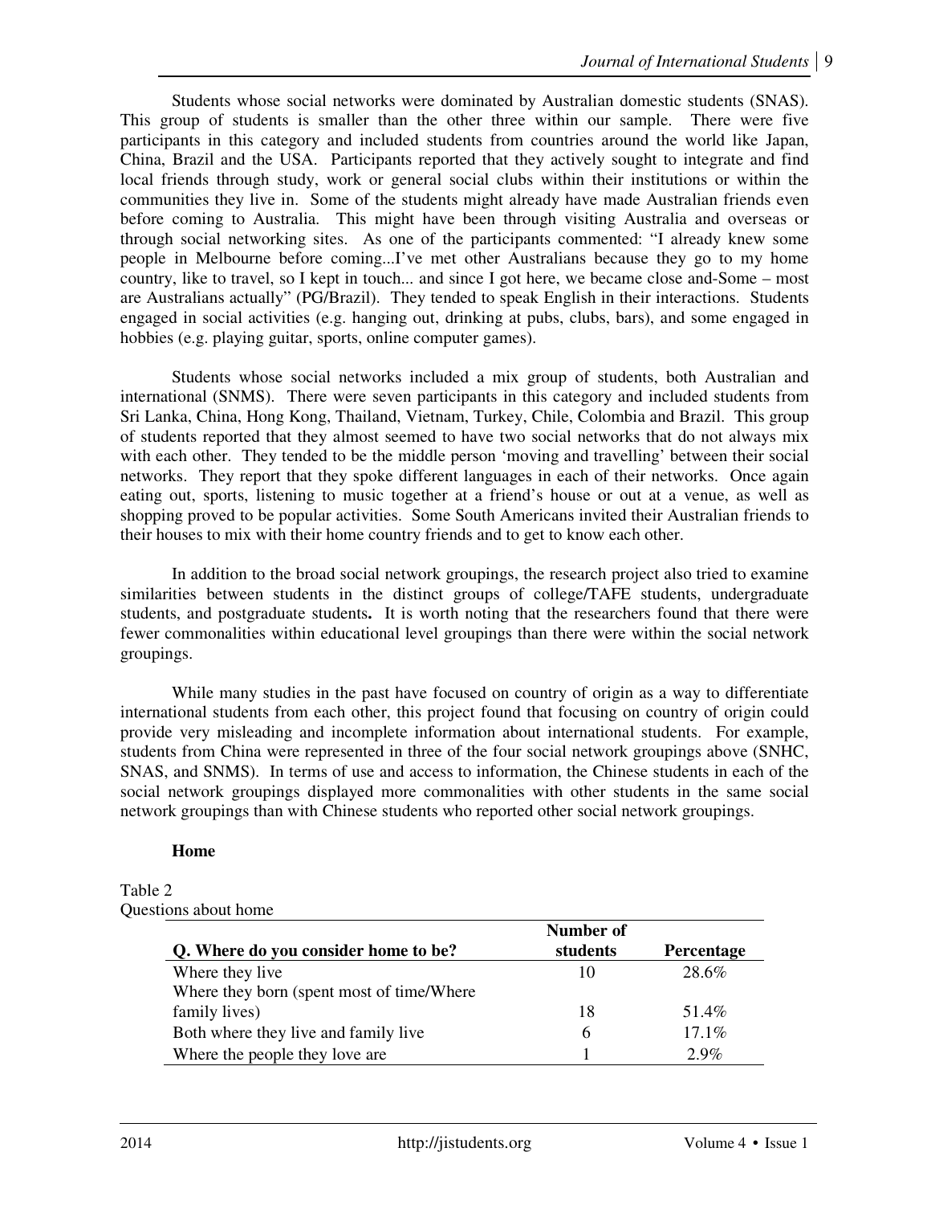Students whose social networks were dominated by Australian domestic students (SNAS). This group of students is smaller than the other three within our sample. There were five participants in this category and included students from countries around the world like Japan, China, Brazil and the USA. Participants reported that they actively sought to integrate and find local friends through study, work or general social clubs within their institutions or within the communities they live in. Some of the students might already have made Australian friends even before coming to Australia. This might have been through visiting Australia and overseas or through social networking sites. As one of the participants commented: "I already knew some people in Melbourne before coming...I've met other Australians because they go to my home country, like to travel, so I kept in touch... and since I got here, we became close and-Some – most are Australians actually" (PG/Brazil). They tended to speak English in their interactions. Students engaged in social activities (e.g. hanging out, drinking at pubs, clubs, bars), and some engaged in hobbies (e.g. playing guitar, sports, online computer games).

Students whose social networks included a mix group of students, both Australian and international (SNMS). There were seven participants in this category and included students from Sri Lanka, China, Hong Kong, Thailand, Vietnam, Turkey, Chile, Colombia and Brazil. This group of students reported that they almost seemed to have two social networks that do not always mix with each other. They tended to be the middle person 'moving and travelling' between their social networks. They report that they spoke different languages in each of their networks. Once again eating out, sports, listening to music together at a friend's house or out at a venue, as well as shopping proved to be popular activities. Some South Americans invited their Australian friends to their houses to mix with their home country friends and to get to know each other.

In addition to the broad social network groupings, the research project also tried to examine similarities between students in the distinct groups of college/TAFE students, undergraduate students, and postgraduate students**.** It is worth noting that the researchers found that there were fewer commonalities within educational level groupings than there were within the social network groupings.

While many studies in the past have focused on country of origin as a way to differentiate international students from each other, this project found that focusing on country of origin could provide very misleading and incomplete information about international students. For example, students from China were represented in three of the four social network groupings above (SNHC, SNAS, and SNMS). In terms of use and access to information, the Chinese students in each of the social network groupings displayed more commonalities with other students in the same social network groupings than with Chinese students who reported other social network groupings.

### Home

Table 2
Questions about home

| Q. Where do you consider home to be? | Number of students | Percentage |
|---|---|---|
| Where they live | 10 | 28.6% |
| Where they born (spent most of time/Where family lives) | 18 | 51.4% |
| Both where they live and family live | 6 | 17.1% |
| Where the people they love are | 1 | 2.9% |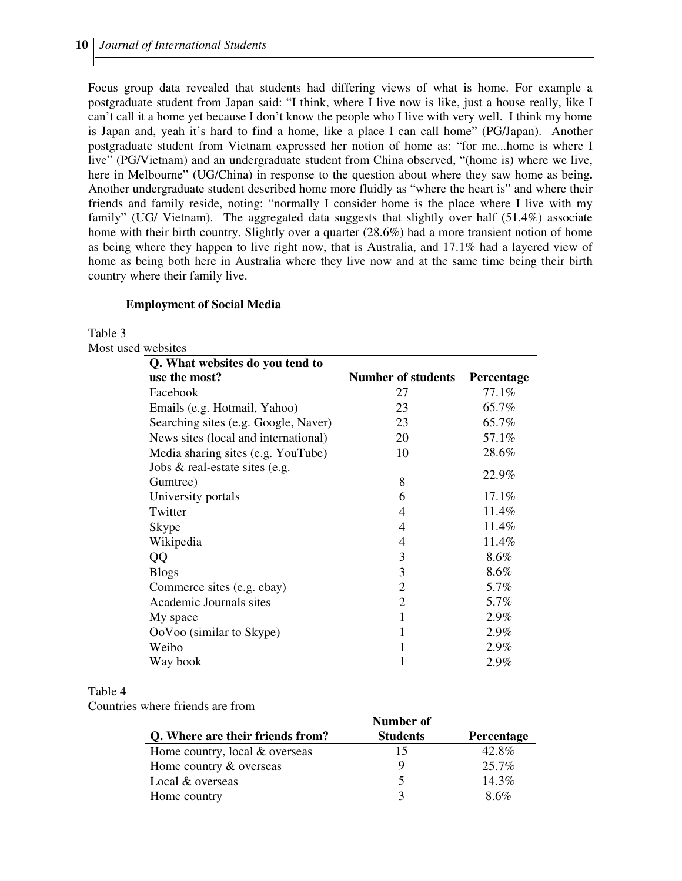Focus group data revealed that students had differing views of what is home. For example a postgraduate student from Japan said: "I think, where I live now is like, just a house really, like I can't call it a home yet because I don't know the people who I live with very well. I think my home is Japan and, yeah it's hard to find a home, like a place I can call home" (PG/Japan). Another postgraduate student from Vietnam expressed her notion of home as: "for me...home is where I live" (PG/Vietnam) and an undergraduate student from China observed, "(home is) where we live, here in Melbourne" (UG/China) in response to the question about where they saw home as being**.** Another undergraduate student described home more fluidly as "where the heart is" and where their friends and family reside, noting: "normally I consider home is the place where I live with my family" (UG/ Vietnam). The aggregated data suggests that slightly over half (51.4%) associate home with their birth country. Slightly over a quarter (28.6%) had a more transient notion of home as being where they happen to live right now, that is Australia, and 17.1% had a layered view of home as being both here in Australia where they live now and at the same time being their birth country where their family live.

### Employment of Social Media

Table 3
Most used websites

| Q. What websites do you tend to use the most? | Number of students | Percentage |
|---|---|---|
| Facebook | 27 | 77.1% |
| Emails (e.g. Hotmail, Yahoo) | 23 | 65.7% |
| Searching sites (e.g. Google, Naver) | 23 | 65.7% |
| News sites (local and international) | 20 | 57.1% |
| Media sharing sites (e.g. YouTube) | 10 | 28.6% |
| Jobs & real-estate sites (e.g. Gumtree) | 8 | 22.9% |
| University portals | 6 | 17.1% |
| Twitter | 4 | 11.4% |
| Skype | 4 | 11.4% |
| Wikipedia | 4 | 11.4% |
| QQ | 3 | 8.6% |
| Blogs | 3 | 8.6% |
| Commerce sites (e.g. ebay) | 2 | 5.7% |
| Academic Journals sites | 2 | 5.7% |
| My space | 1 | 2.9% |
| OoVoo (similar to Skype) | 1 | 2.9% |
| Weibo | 1 | 2.9% |
| Way book | 1 | 2.9% |

Table 4
Countries where friends are from

| Q. Where are their friends from? | Number of Students | Percentage |
|---|---|---|
| Home country, local & overseas | 15 | 42.8% |
| Home country & overseas | 9 | 25.7% |
| Local & overseas | 5 | 14.3% |
| Home country | 3 | 8.6% |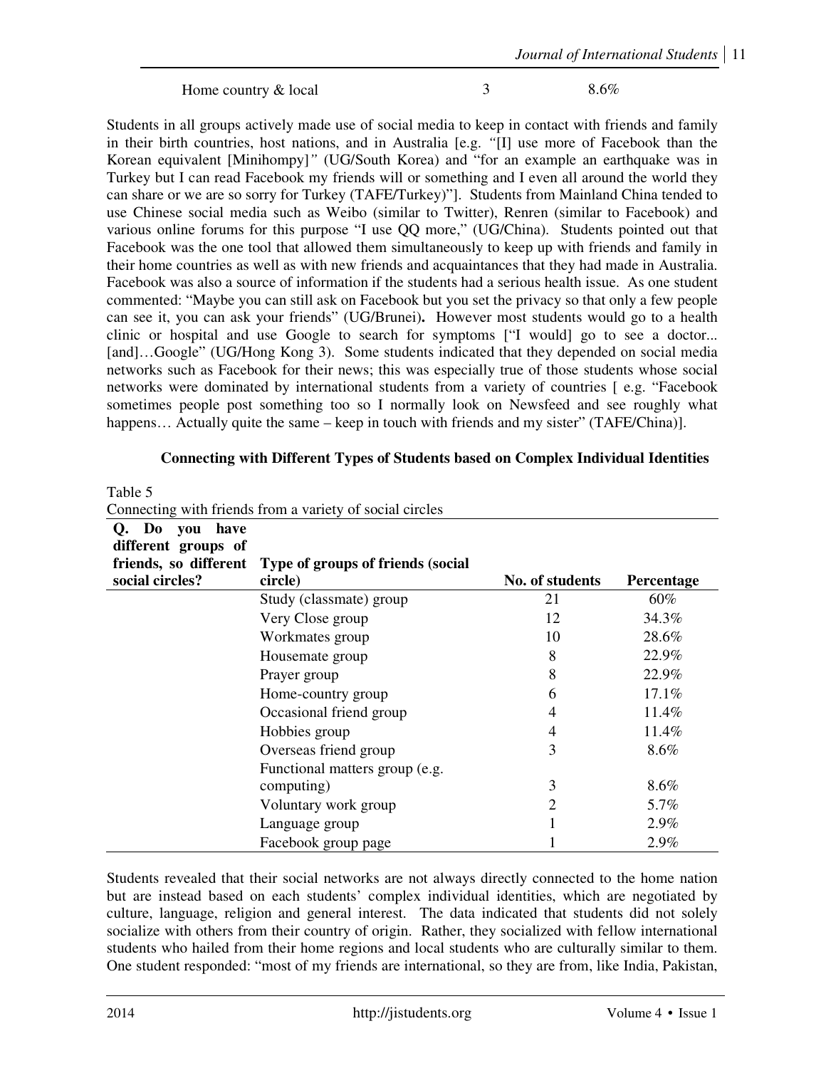| | Home country & local | 3 | 8.6% |
|---|---|---|---|

Students in all groups actively made use of social media to keep in contact with friends and family in their birth countries, host nations, and in Australia [e.g. *"*[I] use more of Facebook than the Korean equivalent [Minihompy]*"* (UG/South Korea) and "for an example an earthquake was in Turkey but I can read Facebook my friends will or something and I even all around the world they can share or we are so sorry for Turkey (TAFE/Turkey)"]. Students from Mainland China tended to use Chinese social media such as Weibo (similar to Twitter), Renren (similar to Facebook) and various online forums for this purpose "I use QQ more," (UG/China). Students pointed out that Facebook was the one tool that allowed them simultaneously to keep up with friends and family in their home countries as well as with new friends and acquaintances that they had made in Australia. Facebook was also a source of information if the students had a serious health issue. As one student commented: "Maybe you can still ask on Facebook but you set the privacy so that only a few people can see it, you can ask your friends" (UG/Brunei)**.** However most students would go to a health clinic or hospital and use Google to search for symptoms ["I would] go to see a doctor... [and]…Google" (UG/Hong Kong 3). Some students indicated that they depended on social media networks such as Facebook for their news; this was especially true of those students whose social networks were dominated by international students from a variety of countries [ e.g. "Facebook sometimes people post something too so I normally look on Newsfeed and see roughly what happens… Actually quite the same – keep in touch with friends and my sister" (TAFE/China)].

## Connecting with Different Types of Students based on Complex Individual Identities

Table 5
Connecting with friends from a variety of social circles

| **Q. Do you have different groups of friends, so different social circles?** | **Type of groups of friends (social circle)** | **No. of students** | **Percentage** |
|---|---|---|---|
| | Study (classmate) group | 21 | 60% |
| | Very Close group | 12 | 34.3% |
| | Workmates group | 10 | 28.6% |
| | Housemate group | 8 | 22.9% |
| | Prayer group | 8 | 22.9% |
| | Home-country group | 6 | 17.1% |
| | Occasional friend group | 4 | 11.4% |
| | Hobbies group | 4 | 11.4% |
| | Overseas friend group | 3 | 8.6% |
| | Functional matters group (e.g. computing) | 3 | 8.6% |
| | Voluntary work group | 2 | 5.7% |
| | Language group | 1 | 2.9% |
| | Facebook group page | 1 | 2.9% |

Students revealed that their social networks are not always directly connected to the home nation but are instead based on each students' complex individual identities, which are negotiated by culture, language, religion and general interest. The data indicated that students did not solely socialize with others from their country of origin. Rather, they socialized with fellow international students who hailed from their home regions and local students who are culturally similar to them. One student responded: "most of my friends are international, so they are from, like India, Pakistan,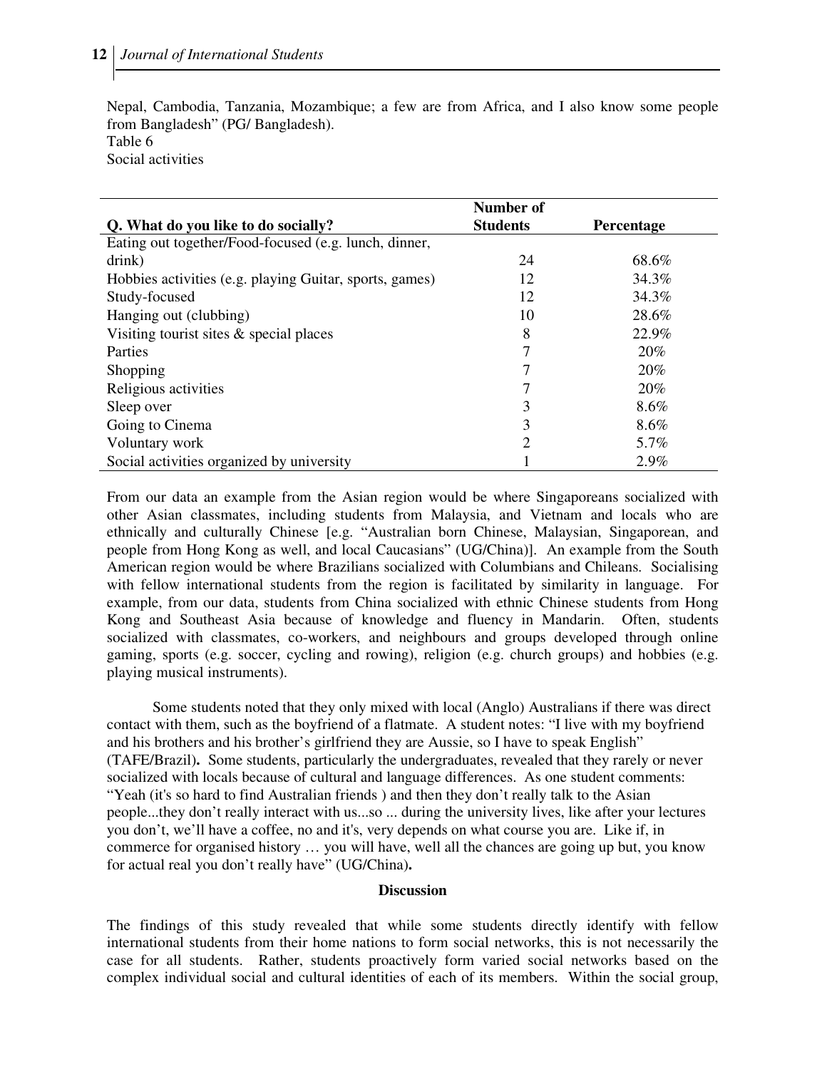Nepal, Cambodia, Tanzania, Mozambique; a few are from Africa, and I also know some people from Bangladesh" (PG/ Bangladesh).

Table 6
Social activities

| Q. What do you like to do socially? | Number of Students | Percentage |
|---|---|---|
| Eating out together/Food-focused (e.g. lunch, dinner, drink) | 24 | 68.6% |
| Hobbies activities (e.g. playing Guitar, sports, games) | 12 | 34.3% |
| Study-focused | 12 | 34.3% |
| Hanging out (clubbing) | 10 | 28.6% |
| Visiting tourist sites & special places | 8 | 22.9% |
| Parties | 7 | 20% |
| Shopping | 7 | 20% |
| Religious activities | 7 | 20% |
| Sleep over | 3 | 8.6% |
| Going to Cinema | 3 | 8.6% |
| Voluntary work | 2 | 5.7% |
| Social activities organized by university | 1 | 2.9% |

From our data an example from the Asian region would be where Singaporeans socialized with other Asian classmates, including students from Malaysia, and Vietnam and locals who are ethnically and culturally Chinese [e.g. "Australian born Chinese, Malaysian, Singaporean, and people from Hong Kong as well, and local Caucasians" (UG/China)]. An example from the South American region would be where Brazilians socialized with Columbians and Chileans. Socialising with fellow international students from the region is facilitated by similarity in language. For example, from our data, students from China socialized with ethnic Chinese students from Hong Kong and Southeast Asia because of knowledge and fluency in Mandarin. Often, students socialized with classmates, co-workers, and neighbours and groups developed through online gaming, sports (e.g. soccer, cycling and rowing), religion (e.g. church groups) and hobbies (e.g. playing musical instruments).

Some students noted that they only mixed with local (Anglo) Australians if there was direct contact with them, such as the boyfriend of a flatmate. A student notes: "I live with my boyfriend and his brothers and his brother's girlfriend they are Aussie, so I have to speak English" (TAFE/Brazil)**.** Some students, particularly the undergraduates, revealed that they rarely or never socialized with locals because of cultural and language differences. As one student comments: "Yeah (it's so hard to find Australian friends ) and then they don't really talk to the Asian people...they don't really interact with us...so ... during the university lives, like after your lectures you don't, we'll have a coffee, no and it's, very depends on what course you are. Like if, in commerce for organised history … you will have, well all the chances are going up but, you know for actual real you don't really have" (UG/China)**.**

## Discussion

The findings of this study revealed that while some students directly identify with fellow international students from their home nations to form social networks, this is not necessarily the case for all students. Rather, students proactively form varied social networks based on the complex individual social and cultural identities of each of its members. Within the social group,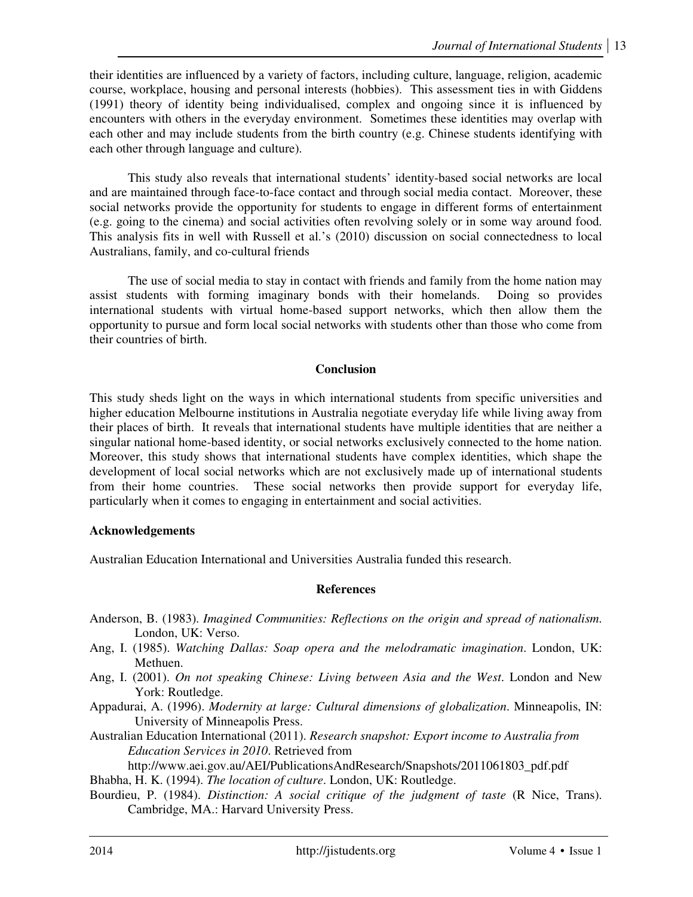their identities are influenced by a variety of factors, including culture, language, religion, academic course, workplace, housing and personal interests (hobbies). This assessment ties in with Giddens (1991) theory of identity being individualised, complex and ongoing since it is influenced by encounters with others in the everyday environment. Sometimes these identities may overlap with each other and may include students from the birth country (e.g. Chinese students identifying with each other through language and culture).

This study also reveals that international students' identity-based social networks are local and are maintained through face-to-face contact and through social media contact. Moreover, these social networks provide the opportunity for students to engage in different forms of entertainment (e.g. going to the cinema) and social activities often revolving solely or in some way around food. This analysis fits in well with Russell et al.'s (2010) discussion on social connectedness to local Australians, family, and co-cultural friends

The use of social media to stay in contact with friends and family from the home nation may assist students with forming imaginary bonds with their homelands. Doing so provides international students with virtual home-based support networks, which then allow them the opportunity to pursue and form local social networks with students other than those who come from their countries of birth.

## Conclusion

This study sheds light on the ways in which international students from specific universities and higher education Melbourne institutions in Australia negotiate everyday life while living away from their places of birth. It reveals that international students have multiple identities that are neither a singular national home-based identity, or social networks exclusively connected to the home nation. Moreover, this study shows that international students have complex identities, which shape the development of local social networks which are not exclusively made up of international students from their home countries. These social networks then provide support for everyday life, particularly when it comes to engaging in entertainment and social activities.

**Acknowledgements**

Australian Education International and Universities Australia funded this research.

## References

Anderson, B. (1983). *Imagined Communities: Reflections on the origin and spread of nationalism.* London, UK: Verso.

Ang, I. (1985). *Watching Dallas: Soap opera and the melodramatic imagination*. London, UK: Methuen.

Ang, I. (2001). *On not speaking Chinese: Living between Asia and the West*. London and New York: Routledge.

Appadurai, A. (1996). *Modernity at large: Cultural dimensions of globalization*. Minneapolis, IN: University of Minneapolis Press.

Australian Education International (2011). *Research snapshot: Export income to Australia from Education Services in 2010*. Retrieved from http://www.aei.gov.au/AEI/PublicationsAndResearch/Snapshots/2011061803_pdf.pdf

Bhabha, H. K. (1994). *The location of culture*. London, UK: Routledge.

Bourdieu, P. (1984). *Distinction: A social critique of the judgment of taste* (R Nice, Trans). Cambridge, MA.: Harvard University Press.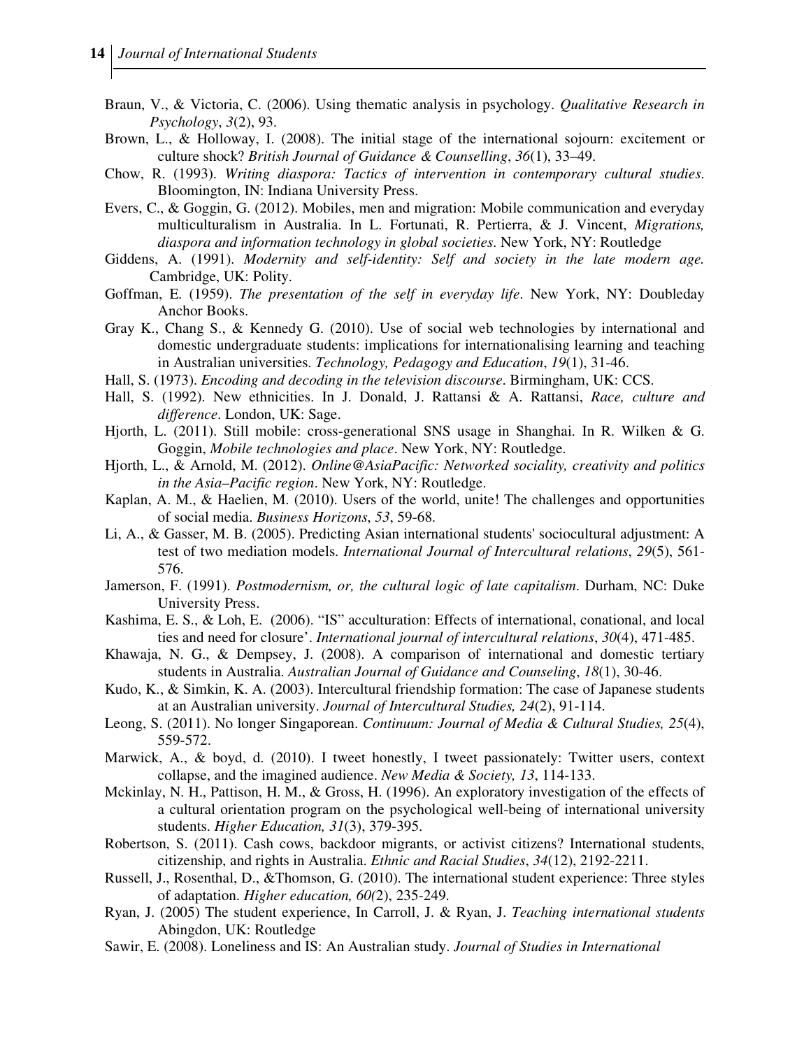Braun, V., & Victoria, C. (2006). Using thematic analysis in psychology. *Qualitative Research in Psychology*, *3*(2), 93.

Brown, L., & Holloway, I. (2008). The initial stage of the international sojourn: excitement or culture shock? *British Journal of Guidance & Counselling*, *36*(1), 33–49.

Chow, R. (1993). *Writing diaspora: Tactics of intervention in contemporary cultural studies.* Bloomington, IN: Indiana University Press.

Evers, C., & Goggin, G. (2012). Mobiles, men and migration: Mobile communication and everyday multiculturalism in Australia. In L. Fortunati, R. Pertierra, & J. Vincent, *Migrations, diaspora and information technology in global societies*. New York, NY: Routledge

Giddens, A. (1991). *Modernity and self-identity: Self and society in the late modern age.* Cambridge, UK: Polity.

Goffman, E. (1959). *The presentation of the self in everyday life*. New York, NY: Doubleday Anchor Books.

Gray K., Chang S., & Kennedy G. (2010). Use of social web technologies by international and domestic undergraduate students: implications for internationalising learning and teaching in Australian universities. *Technology, Pedagogy and Education*, *19*(1), 31-46.

Hall, S. (1973). *Encoding and decoding in the television discourse*. Birmingham, UK: CCS.

Hall, S. (1992). New ethnicities. In J. Donald, J. Rattansi & A. Rattansi, *Race, culture and difference*. London, UK: Sage.

Hjorth, L. (2011). Still mobile: cross-generational SNS usage in Shanghai. In R. Wilken & G. Goggin, *Mobile technologies and place*. New York, NY: Routledge.

Hjorth, L., & Arnold, M. (2012). *Online@AsiaPacific: Networked sociality, creativity and politics in the Asia–Pacific region*. New York, NY: Routledge.

Kaplan, A. M., & Haelien, M. (2010). Users of the world, unite! The challenges and opportunities of social media. *Business Horizons*, *53*, 59-68.

Li, A., & Gasser, M. B. (2005). Predicting Asian international students' sociocultural adjustment: A test of two mediation models. *International Journal of Intercultural relations*, *29*(5), 561-576.

Jamerson, F. (1991). *Postmodernism, or, the cultural logic of late capitalism*. Durham, NC: Duke University Press.

Kashima, E. S., & Loh, E. (2006). "IS" acculturation: Effects of international, conational, and local ties and need for closure'. *International journal of intercultural relations*, *30*(4), 471-485.

Khawaja, N. G., & Dempsey, J. (2008). A comparison of international and domestic tertiary students in Australia. *Australian Journal of Guidance and Counseling*, *18*(1), 30-46.

Kudo, K., & Simkin, K. A. (2003). Intercultural friendship formation: The case of Japanese students at an Australian university. *Journal of Intercultural Studies, 24*(2), 91-114.

Leong, S. (2011). No longer Singaporean. *Continuum: Journal of Media & Cultural Studies, 25*(4), 559-572.

Marwick, A., & boyd, d. (2010). I tweet honestly, I tweet passionately: Twitter users, context collapse, and the imagined audience. *New Media & Society, 13*, 114-133.

Mckinlay, N. H., Pattison, H. M., & Gross, H. (1996). An exploratory investigation of the effects of a cultural orientation program on the psychological well-being of international university students. *Higher Education, 31*(3), 379-395.

Robertson, S. (2011). Cash cows, backdoor migrants, or activist citizens? International students, citizenship, and rights in Australia. *Ethnic and Racial Studies*, *34*(12), 2192-2211.

Russell, J., Rosenthal, D., &Thomson, G. (2010). The international student experience: Three styles of adaptation. *Higher education, 60(*2), 235-249.

Ryan, J. (2005) The student experience, In Carroll, J. & Ryan, J. *Teaching international students* Abingdon, UK: Routledge

Sawir, E. (2008). Loneliness and IS: An Australian study. *Journal of Studies in International*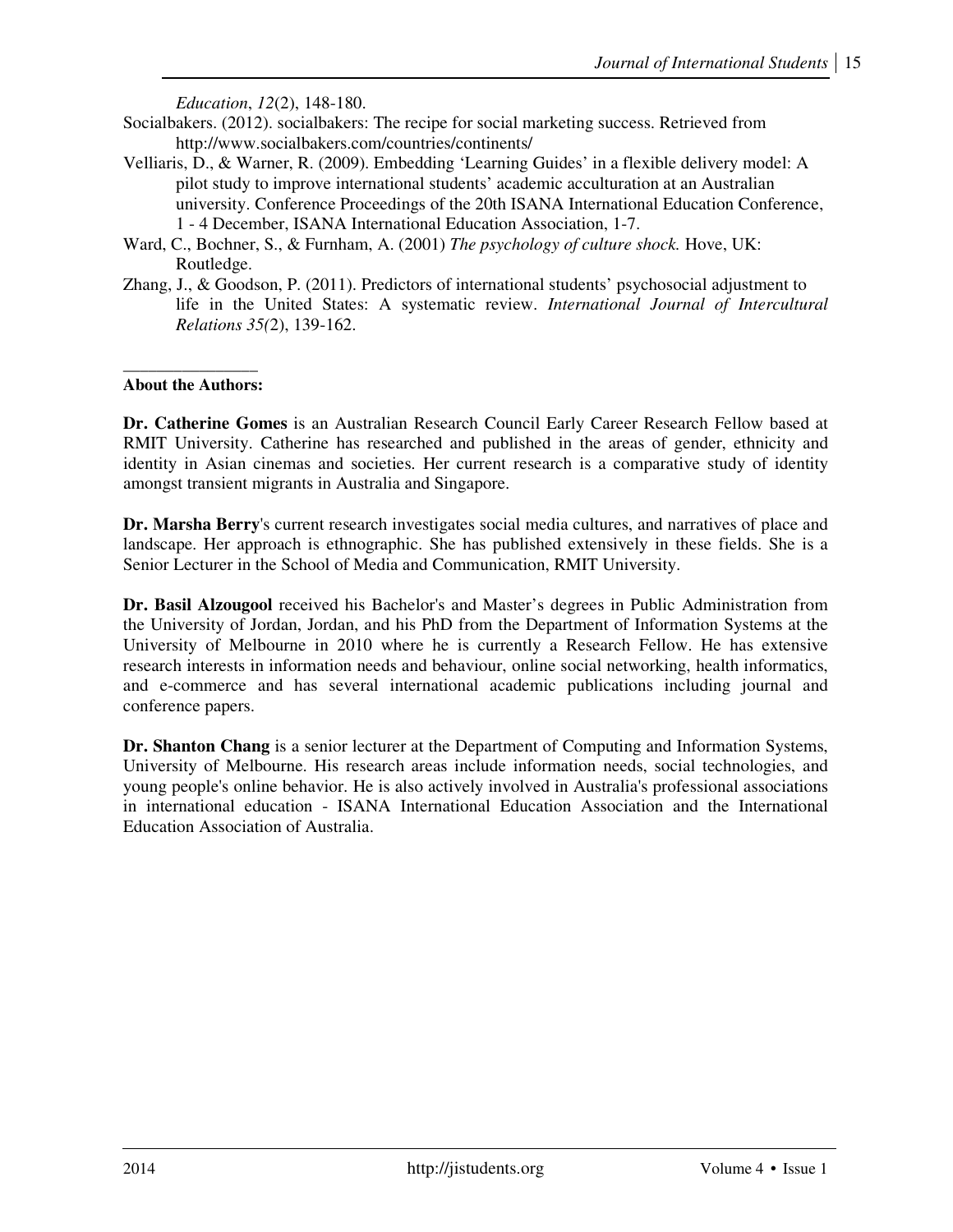*Education*, *12*(2), 148-180.

Socialbakers. (2012). socialbakers: The recipe for social marketing success. Retrieved from http://www.socialbakers.com/countries/continents/

Velliaris, D., & Warner, R. (2009). Embedding 'Learning Guides' in a flexible delivery model: A pilot study to improve international students' academic acculturation at an Australian university. Conference Proceedings of the 20th ISANA International Education Conference, 1 - 4 December, ISANA International Education Association, 1-7.

Ward, C., Bochner, S., & Furnham, A. (2001) *The psychology of culture shock.* Hove, UK: Routledge.

Zhang, J., & Goodson, P. (2011). Predictors of international students' psychosocial adjustment to life in the United States: A systematic review. *International Journal of Intercultural Relations 35(*2), 139-162.

---

**About the Authors:**

**Dr. Catherine Gomes** is an Australian Research Council Early Career Research Fellow based at RMIT University. Catherine has researched and published in the areas of gender, ethnicity and identity in Asian cinemas and societies. Her current research is a comparative study of identity amongst transient migrants in Australia and Singapore.

**Dr. Marsha Berry**'s current research investigates social media cultures, and narratives of place and landscape. Her approach is ethnographic. She has published extensively in these fields. She is a Senior Lecturer in the School of Media and Communication, RMIT University.

**Dr. Basil Alzougool** received his Bachelor's and Master's degrees in Public Administration from the University of Jordan, Jordan, and his PhD from the Department of Information Systems at the University of Melbourne in 2010 where he is currently a Research Fellow. He has extensive research interests in information needs and behaviour, online social networking, health informatics, and e-commerce and has several international academic publications including journal and conference papers.

**Dr. Shanton Chang** is a senior lecturer at the Department of Computing and Information Systems, University of Melbourne. His research areas include information needs, social technologies, and young people's online behavior. He is also actively involved in Australia's professional associations in international education - ISANA International Education Association and the International Education Association of Australia.